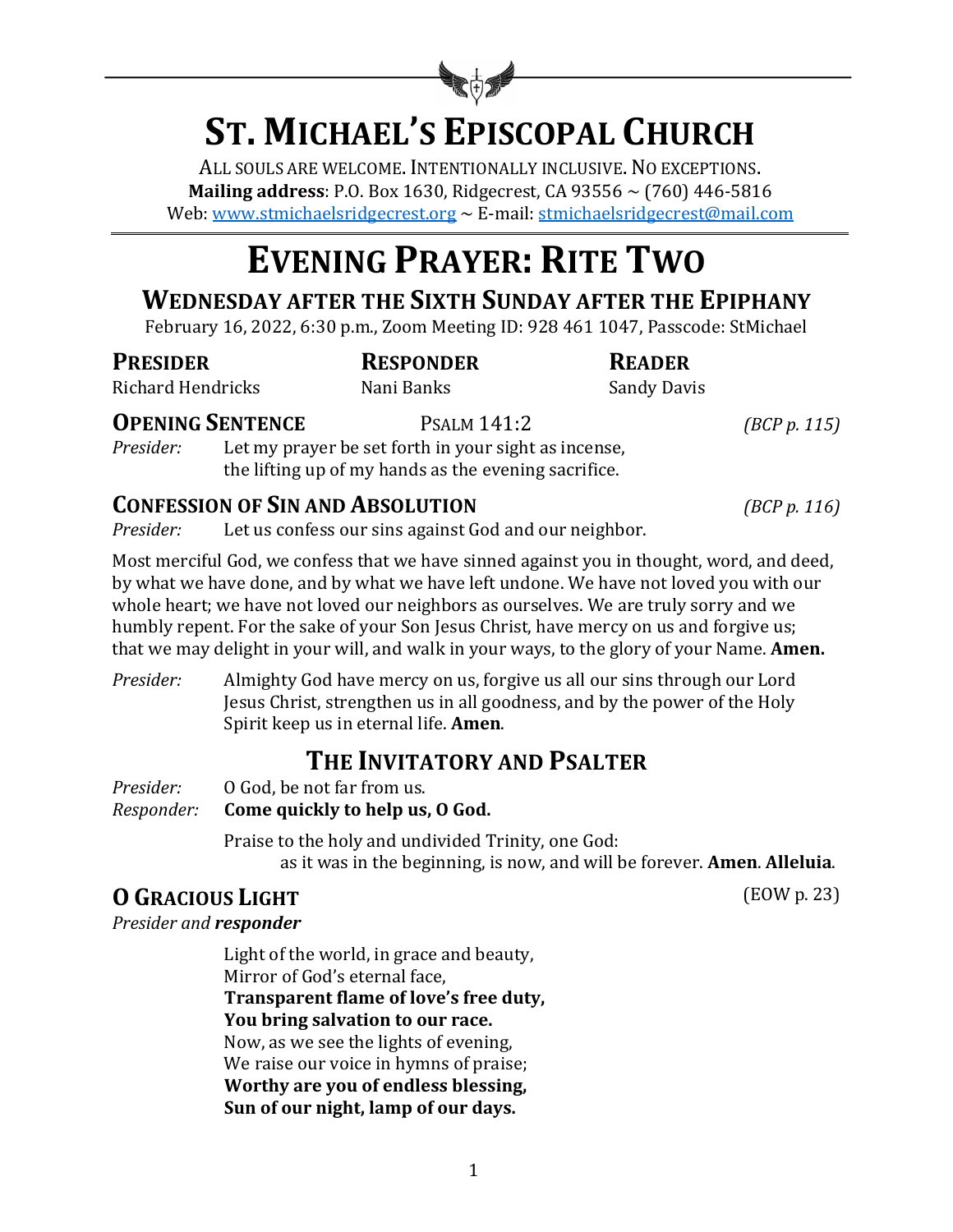# ST. MICHAEL'S EPISCOPAL CHURCH

ALL SOULS ARE WELCOME. INTENTIONALLY INCLUSIVE. NO EXCEPTIONS.
**Mailing address**: P.O. Box 1630, Ridgecrest, CA 93556 ~ (760) 446-5816
Web: www.stmichaelsridgecrest.org ~ E-mail: stmichaelsridgecrest@mail.com

# EVENING PRAYER: RITE TWO

## WEDNESDAY AFTER THE SIXTH SUNDAY AFTER THE EPIPHANY

February 16, 2022, 6:30 p.m., Zoom Meeting ID: 928 461 1047, Passcode: StMichael

| **PRESIDER** | **RESPONDER** | **READER** |
|---|---|---|
| Richard Hendricks | Nani Banks | Sandy Davis |

### OPENING SENTENCE — PSALM 141:2 *(BCP p. 115)*

*Presider:* Let my prayer be set forth in your sight as incense,
the lifting up of my hands as the evening sacrifice.

### CONFESSION OF SIN AND ABSOLUTION *(BCP p. 116)*

*Presider:* Let us confess our sins against God and our neighbor.

Most merciful God, we confess that we have sinned against you in thought, word, and deed, by what we have done, and by what we have left undone. We have not loved you with our whole heart; we have not loved our neighbors as ourselves. We are truly sorry and we humbly repent. For the sake of your Son Jesus Christ, have mercy on us and forgive us; that we may delight in your will, and walk in your ways, to the glory of your Name. **Amen.**

*Presider:* Almighty God have mercy on us, forgive us all our sins through our Lord Jesus Christ, strengthen us in all goodness, and by the power of the Holy Spirit keep us in eternal life. **Amen**.

## THE INVITATORY AND PSALTER

*Presider:* O God, be not far from us.
*Responder:* **Come quickly to help us, O God.**

Praise to the holy and undivided Trinity, one God:
as it was in the beginning, is now, and will be forever. **Amen**. **Alleluia**.

### O GRACIOUS LIGHT (EOW p. 23)

*Presider and **responder***

Light of the world, in grace and beauty,
Mirror of God's eternal face,
**Transparent flame of love's free duty,**
**You bring salvation to our race.**
Now, as we see the lights of evening,
We raise our voice in hymns of praise;
**Worthy are you of endless blessing,**
**Sun of our night, lamp of our days.**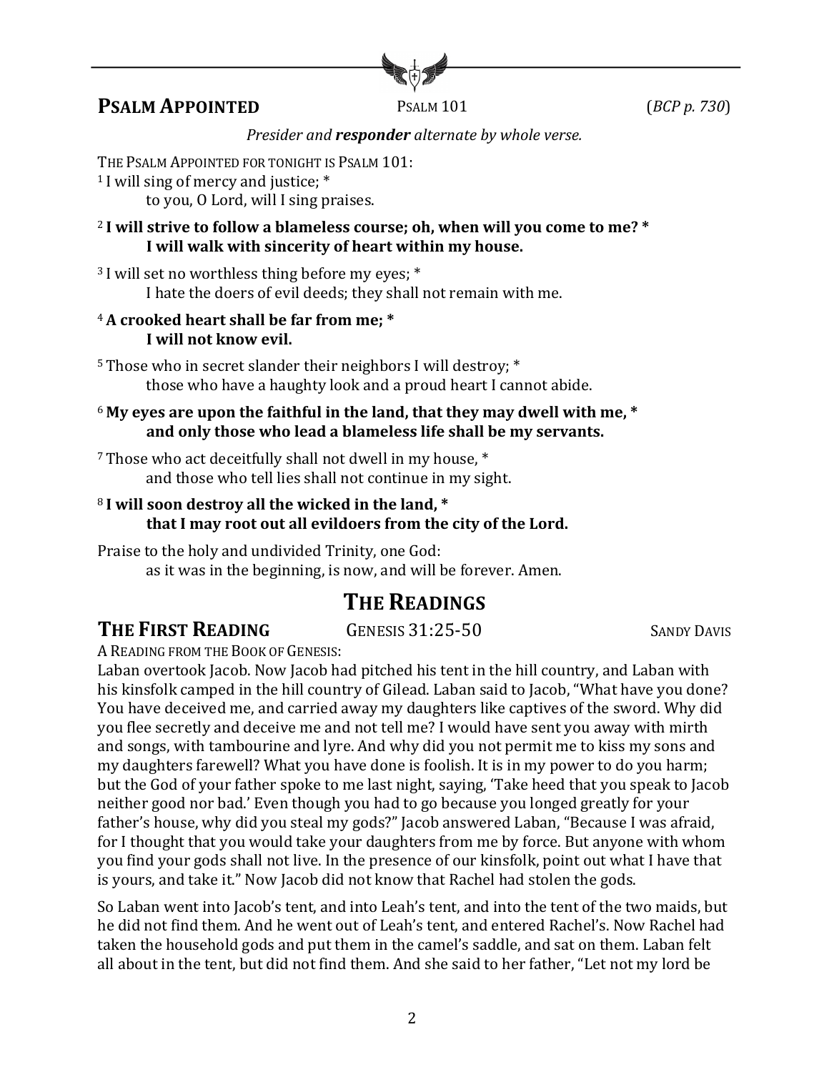## PSALM APPOINTED

PSALM 101 (*BCP p. 730*)

*Presider and **responder** alternate by whole verse.*

THE PSALM APPOINTED FOR TONIGHT IS PSALM 101:

[1] I will sing of mercy and justice; *
to you, O Lord, will I sing praises.

**[2] I will strive to follow a blameless course; oh, when will you come to me? *
I will walk with sincerity of heart within my house.**

[3] I will set no worthless thing before my eyes; *
I hate the doers of evil deeds; they shall not remain with me.

**[4] A crooked heart shall be far from me; *
I will not know evil.**

[5] Those who in secret slander their neighbors I will destroy; *
those who have a haughty look and a proud heart I cannot abide.

**[6] My eyes are upon the faithful in the land, that they may dwell with me, *
and only those who lead a blameless life shall be my servants.**

[7] Those who act deceitfully shall not dwell in my house, *
and those who tell lies shall not continue in my sight.

**[8] I will soon destroy all the wicked in the land, *
that I may root out all evildoers from the city of the Lord.**

Praise to the holy and undivided Trinity, one God:
as it was in the beginning, is now, and will be forever. Amen.

# THE READINGS

## THE FIRST READING

GENESIS 31:25-50 — SANDY DAVIS

A READING FROM THE BOOK OF GENESIS:

Laban overtook Jacob. Now Jacob had pitched his tent in the hill country, and Laban with his kinsfolk camped in the hill country of Gilead. Laban said to Jacob, "What have you done? You have deceived me, and carried away my daughters like captives of the sword. Why did you flee secretly and deceive me and not tell me? I would have sent you away with mirth and songs, with tambourine and lyre. And why did you not permit me to kiss my sons and my daughters farewell? What you have done is foolish. It is in my power to do you harm; but the God of your father spoke to me last night, saying, 'Take heed that you speak to Jacob neither good nor bad.' Even though you had to go because you longed greatly for your father's house, why did you steal my gods?" Jacob answered Laban, "Because I was afraid, for I thought that you would take your daughters from me by force. But anyone with whom you find your gods shall not live. In the presence of our kinsfolk, point out what I have that is yours, and take it." Now Jacob did not know that Rachel had stolen the gods.

So Laban went into Jacob's tent, and into Leah's tent, and into the tent of the two maids, but he did not find them. And he went out of Leah's tent, and entered Rachel's. Now Rachel had taken the household gods and put them in the camel's saddle, and sat on them. Laban felt all about in the tent, but did not find them. And she said to her father, "Let not my lord be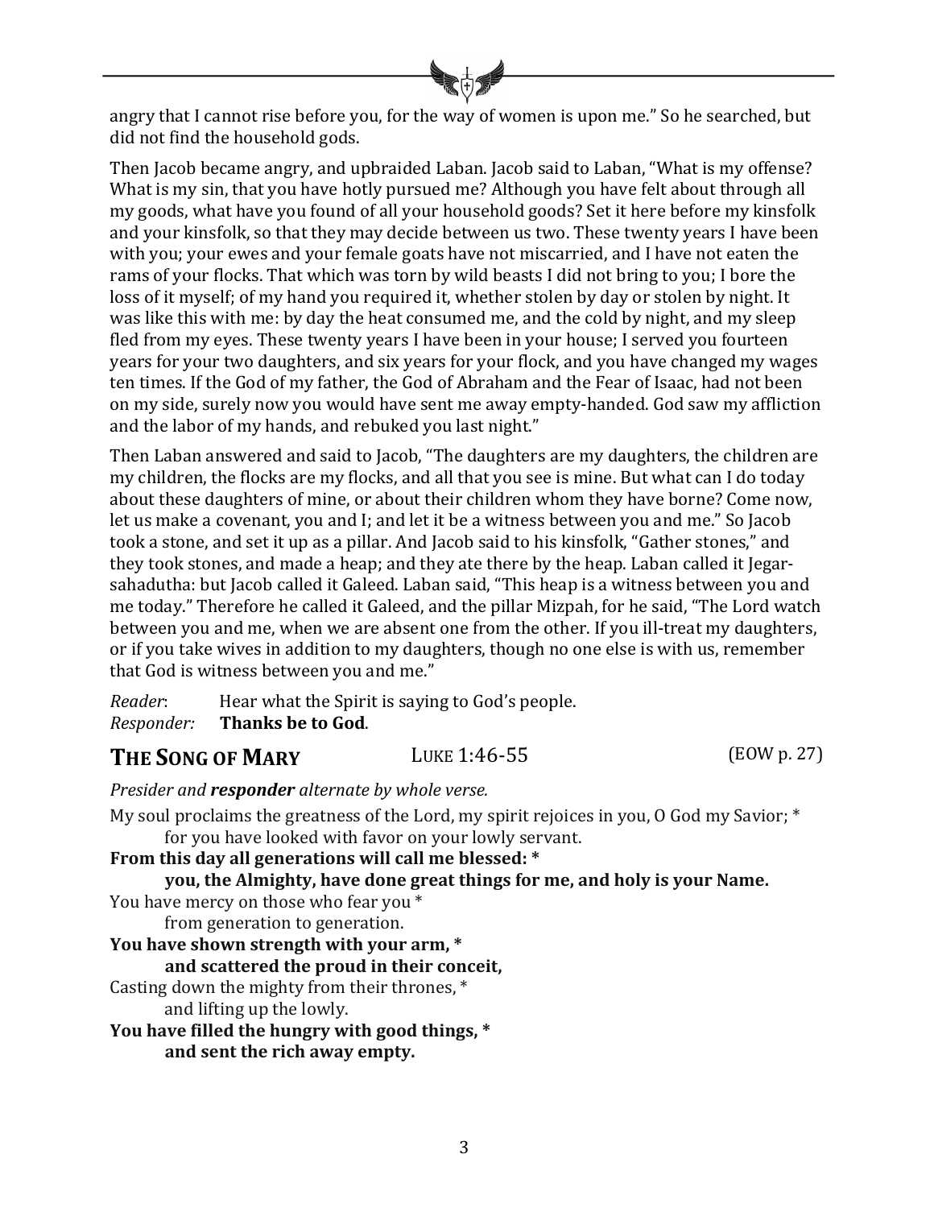angry that I cannot rise before you, for the way of women is upon me." So he searched, but did not find the household gods.

Then Jacob became angry, and upbraided Laban. Jacob said to Laban, "What is my offense? What is my sin, that you have hotly pursued me? Although you have felt about through all my goods, what have you found of all your household goods? Set it here before my kinsfolk and your kinsfolk, so that they may decide between us two. These twenty years I have been with you; your ewes and your female goats have not miscarried, and I have not eaten the rams of your flocks. That which was torn by wild beasts I did not bring to you; I bore the loss of it myself; of my hand you required it, whether stolen by day or stolen by night. It was like this with me: by day the heat consumed me, and the cold by night, and my sleep fled from my eyes. These twenty years I have been in your house; I served you fourteen years for your two daughters, and six years for your flock, and you have changed my wages ten times. If the God of my father, the God of Abraham and the Fear of Isaac, had not been on my side, surely now you would have sent me away empty-handed. God saw my affliction and the labor of my hands, and rebuked you last night."

Then Laban answered and said to Jacob, "The daughters are my daughters, the children are my children, the flocks are my flocks, and all that you see is mine. But what can I do today about these daughters of mine, or about their children whom they have borne? Come now, let us make a covenant, you and I; and let it be a witness between you and me." So Jacob took a stone, and set it up as a pillar. And Jacob said to his kinsfolk, "Gather stones," and they took stones, and made a heap; and they ate there by the heap. Laban called it Jegar-sahadutha: but Jacob called it Galeed. Laban said, "This heap is a witness between you and me today." Therefore he called it Galeed, and the pillar Mizpah, for he said, "The Lord watch between you and me, when we are absent one from the other. If you ill-treat my daughters, or if you take wives in addition to my daughters, though no one else is with us, remember that God is witness between you and me."

*Reader*: Hear what the Spirit is saying to God's people.
*Responder:* **Thanks be to God**.

## THE SONG OF MARY — LUKE 1:46-55 (EOW p. 27)

*Presider and **responder** alternate by whole verse.*

My soul proclaims the greatness of the Lord, my spirit rejoices in you, O God my Savior; *
for you have looked with favor on your lowly servant.
**From this day all generations will call me blessed: ***
**you, the Almighty, have done great things for me, and holy is your Name.**
You have mercy on those who fear you *
from generation to generation.
**You have shown strength with your arm, ***
**and scattered the proud in their conceit,**
Casting down the mighty from their thrones, *
and lifting up the lowly.
**You have filled the hungry with good things, ***
**and sent the rich away empty.**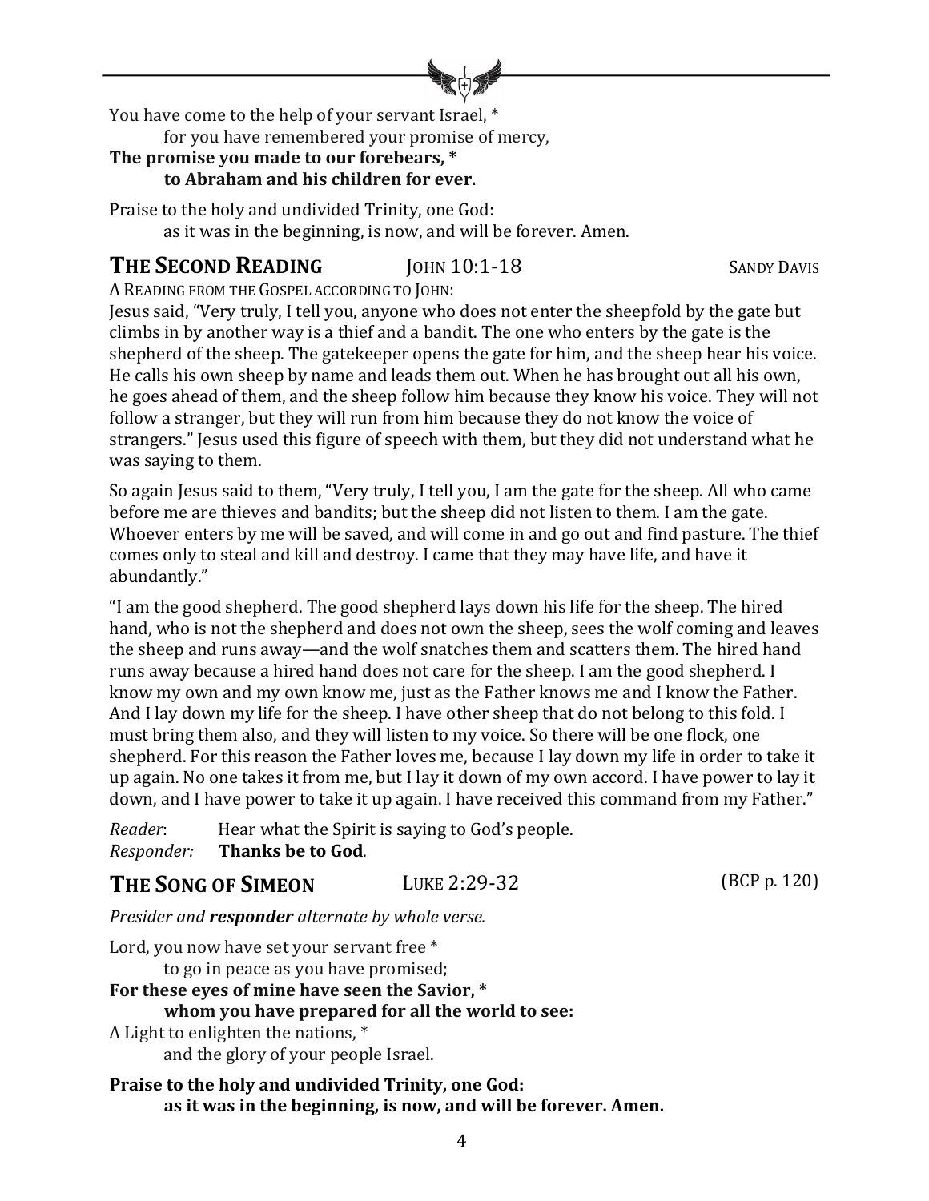You have come to the help of your servant Israel, *
for you have remembered your promise of mercy,
**The promise you made to our forebears, ***
**to Abraham and his children for ever.**

Praise to the holy and undivided Trinity, one God:
as it was in the beginning, is now, and will be forever. Amen.

## THE SECOND READING — JOHN 10:1-18 — SANDY DAVIS

A READING FROM THE GOSPEL ACCORDING TO JOHN:

Jesus said, "Very truly, I tell you, anyone who does not enter the sheepfold by the gate but climbs in by another way is a thief and a bandit. The one who enters by the gate is the shepherd of the sheep. The gatekeeper opens the gate for him, and the sheep hear his voice. He calls his own sheep by name and leads them out. When he has brought out all his own, he goes ahead of them, and the sheep follow him because they know his voice. They will not follow a stranger, but they will run from him because they do not know the voice of strangers." Jesus used this figure of speech with them, but they did not understand what he was saying to them.

So again Jesus said to them, "Very truly, I tell you, I am the gate for the sheep. All who came before me are thieves and bandits; but the sheep did not listen to them. I am the gate. Whoever enters by me will be saved, and will come in and go out and find pasture. The thief comes only to steal and kill and destroy. I came that they may have life, and have it abundantly."

"I am the good shepherd. The good shepherd lays down his life for the sheep. The hired hand, who is not the shepherd and does not own the sheep, sees the wolf coming and leaves the sheep and runs away—and the wolf snatches them and scatters them. The hired hand runs away because a hired hand does not care for the sheep. I am the good shepherd. I know my own and my own know me, just as the Father knows me and I know the Father. And I lay down my life for the sheep. I have other sheep that do not belong to this fold. I must bring them also, and they will listen to my voice. So there will be one flock, one shepherd. For this reason the Father loves me, because I lay down my life in order to take it up again. No one takes it from me, but I lay it down of my own accord. I have power to lay it down, and I have power to take it up again. I have received this command from my Father."

*Reader*: Hear what the Spirit is saying to God's people.
*Responder:* **Thanks be to God**.

## THE SONG OF SIMEON — LUKE 2:29-32 — (BCP p. 120)

*Presider and **responder** alternate by whole verse.*

Lord, you now have set your servant free *
to go in peace as you have promised;
**For these eyes of mine have seen the Savior, ***
**whom you have prepared for all the world to see:**
A Light to enlighten the nations, *
and the glory of your people Israel.

**Praise to the holy and undivided Trinity, one God:**
**as it was in the beginning, is now, and will be forever. Amen.**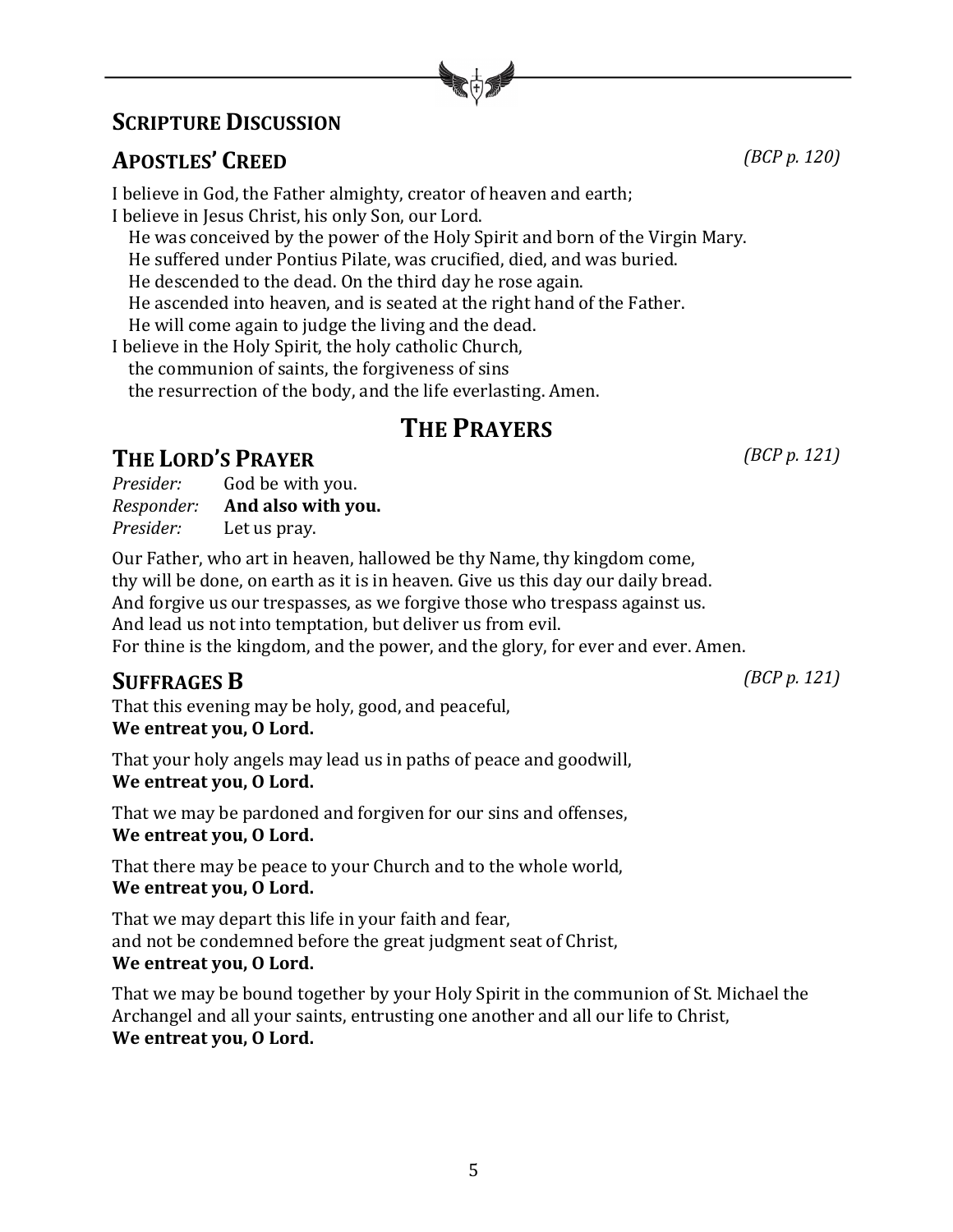## Scripture Discussion

## Apostles' Creed

*(BCP p. 120)*

I believe in God, the Father almighty, creator of heaven and earth;
I believe in Jesus Christ, his only Son, our Lord.
He was conceived by the power of the Holy Spirit and born of the Virgin Mary.
He suffered under Pontius Pilate, was crucified, died, and was buried.
He descended to the dead. On the third day he rose again.
He ascended into heaven, and is seated at the right hand of the Father.
He will come again to judge the living and the dead.
I believe in the Holy Spirit, the holy catholic Church,
the communion of saints, the forgiveness of sins
the resurrection of the body, and the life everlasting. Amen.

# The Prayers

## The Lord's Prayer

*(BCP p. 121)*

*Presider:* God be with you.
*Responder:* **And also with you.**
*Presider:* Let us pray.

Our Father, who art in heaven, hallowed be thy Name, thy kingdom come,
thy will be done, on earth as it is in heaven. Give us this day our daily bread.
And forgive us our trespasses, as we forgive those who trespass against us.
And lead us not into temptation, but deliver us from evil.
For thine is the kingdom, and the power, and the glory, for ever and ever. Amen.

## Suffrages B

*(BCP p. 121)*

That this evening may be holy, good, and peaceful,
**We entreat you, O Lord.**

That your holy angels may lead us in paths of peace and goodwill,
**We entreat you, O Lord.**

That we may be pardoned and forgiven for our sins and offenses,
**We entreat you, O Lord.**

That there may be peace to your Church and to the whole world,
**We entreat you, O Lord.**

That we may depart this life in your faith and fear,
and not be condemned before the great judgment seat of Christ,
**We entreat you, O Lord.**

That we may be bound together by your Holy Spirit in the communion of St. Michael the Archangel and all your saints, entrusting one another and all our life to Christ,
**We entreat you, O Lord.**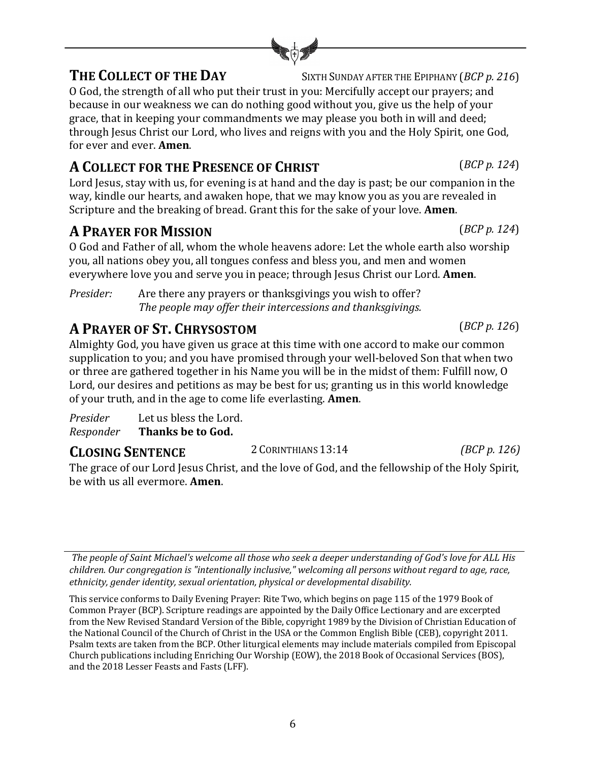## THE COLLECT OF THE DAY

SIXTH SUNDAY AFTER THE EPIPHANY (*BCP p. 216*)

O God, the strength of all who put their trust in you: Mercifully accept our prayers; and because in our weakness we can do nothing good without you, give us the help of your grace, that in keeping your commandments we may please you both in will and deed; through Jesus Christ our Lord, who lives and reigns with you and the Holy Spirit, one God, for ever and ever. **Amen**.

## A COLLECT FOR THE PRESENCE OF CHRIST

(*BCP p. 124*)

Lord Jesus, stay with us, for evening is at hand and the day is past; be our companion in the way, kindle our hearts, and awaken hope, that we may know you as you are revealed in Scripture and the breaking of bread. Grant this for the sake of your love. **Amen**.

## A PRAYER FOR MISSION

(*BCP p. 124*)

O God and Father of all, whom the whole heavens adore: Let the whole earth also worship you, all nations obey you, all tongues confess and bless you, and men and women everywhere love you and serve you in peace; through Jesus Christ our Lord. **Amen**.

*Presider:* Are there any prayers or thanksgivings you wish to offer?
*The people may offer their intercessions and thanksgivings.*

## A PRAYER OF ST. CHRYSOSTOM

(*BCP p. 126*)

Almighty God, you have given us grace at this time with one accord to make our common supplication to you; and you have promised through your well-beloved Son that when two or three are gathered together in his Name you will be in the midst of them: Fulfill now, O Lord, our desires and petitions as may be best for us; granting us in this world knowledge of your truth, and in the age to come life everlasting. **Amen**.

*Presider* Let us bless the Lord.
*Responder* **Thanks be to God.**

## CLOSING SENTENCE

2 CORINTHIANS 13:14 *(BCP p. 126)*

The grace of our Lord Jesus Christ, and the love of God, and the fellowship of the Holy Spirit, be with us all evermore. **Amen**.

---

*The people of Saint Michael's welcome all those who seek a deeper understanding of God's love for ALL His children. Our congregation is "intentionally inclusive," welcoming all persons without regard to age, race, ethnicity, gender identity, sexual orientation, physical or developmental disability.*

This service conforms to Daily Evening Prayer: Rite Two, which begins on page 115 of the 1979 Book of Common Prayer (BCP). Scripture readings are appointed by the Daily Office Lectionary and are excerpted from the New Revised Standard Version of the Bible, copyright 1989 by the Division of Christian Education of the National Council of the Church of Christ in the USA or the Common English Bible (CEB), copyright 2011. Psalm texts are taken from the BCP. Other liturgical elements may include materials compiled from Episcopal Church publications including Enriching Our Worship (EOW), the 2018 Book of Occasional Services (BOS), and the 2018 Lesser Feasts and Fasts (LFF).